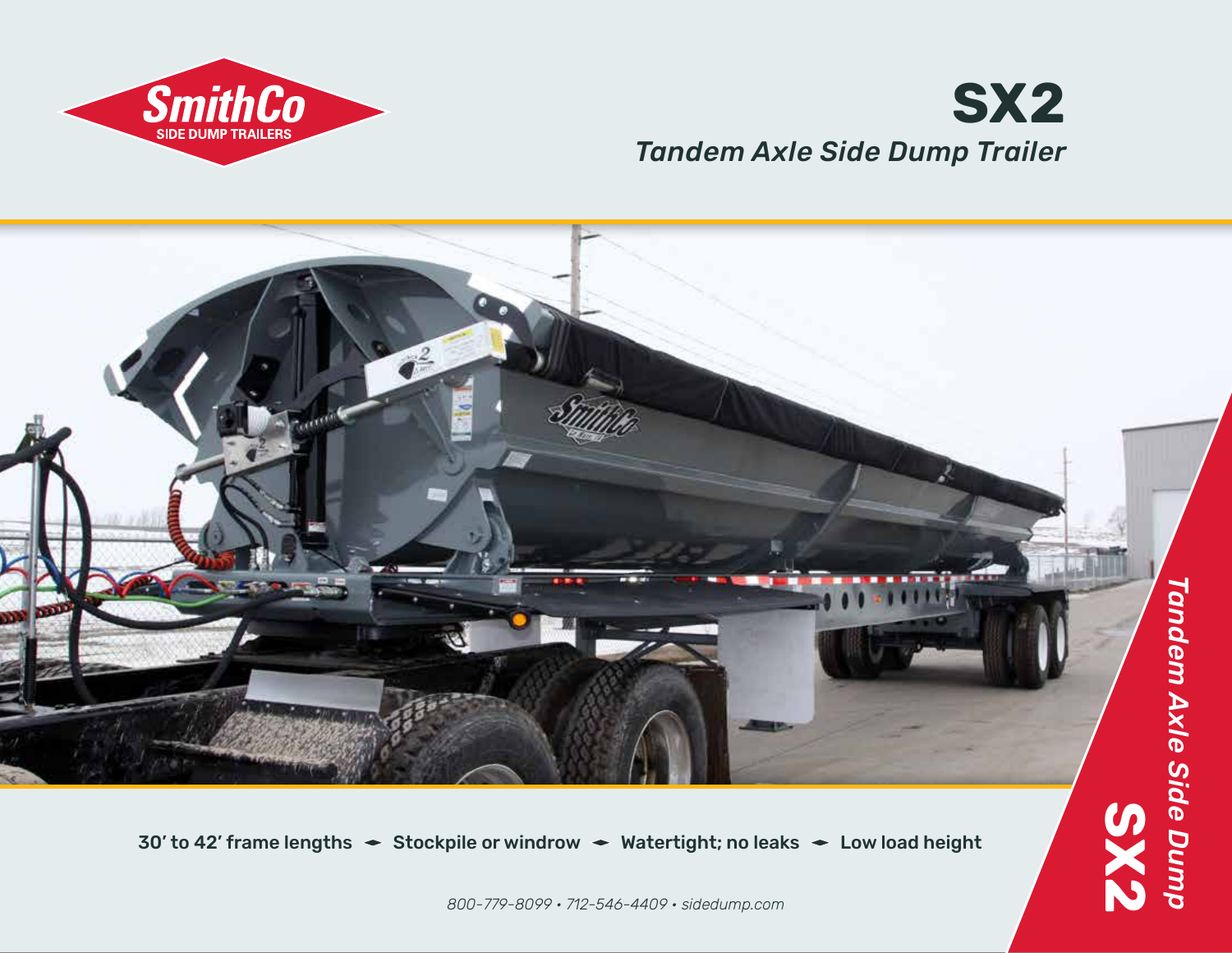SmithCo
SIDE DUMP TRAILERS

# SX2

*Tandem Axle Side Dump Trailer*

30′ to 42′ frame lengths • Stockpile or windrow • Watertight; no leaks • Low load height

*800-779-8099 • 712-546-4409 • sidedump.com*

*Tandem Axle Side Dump*

**SX2**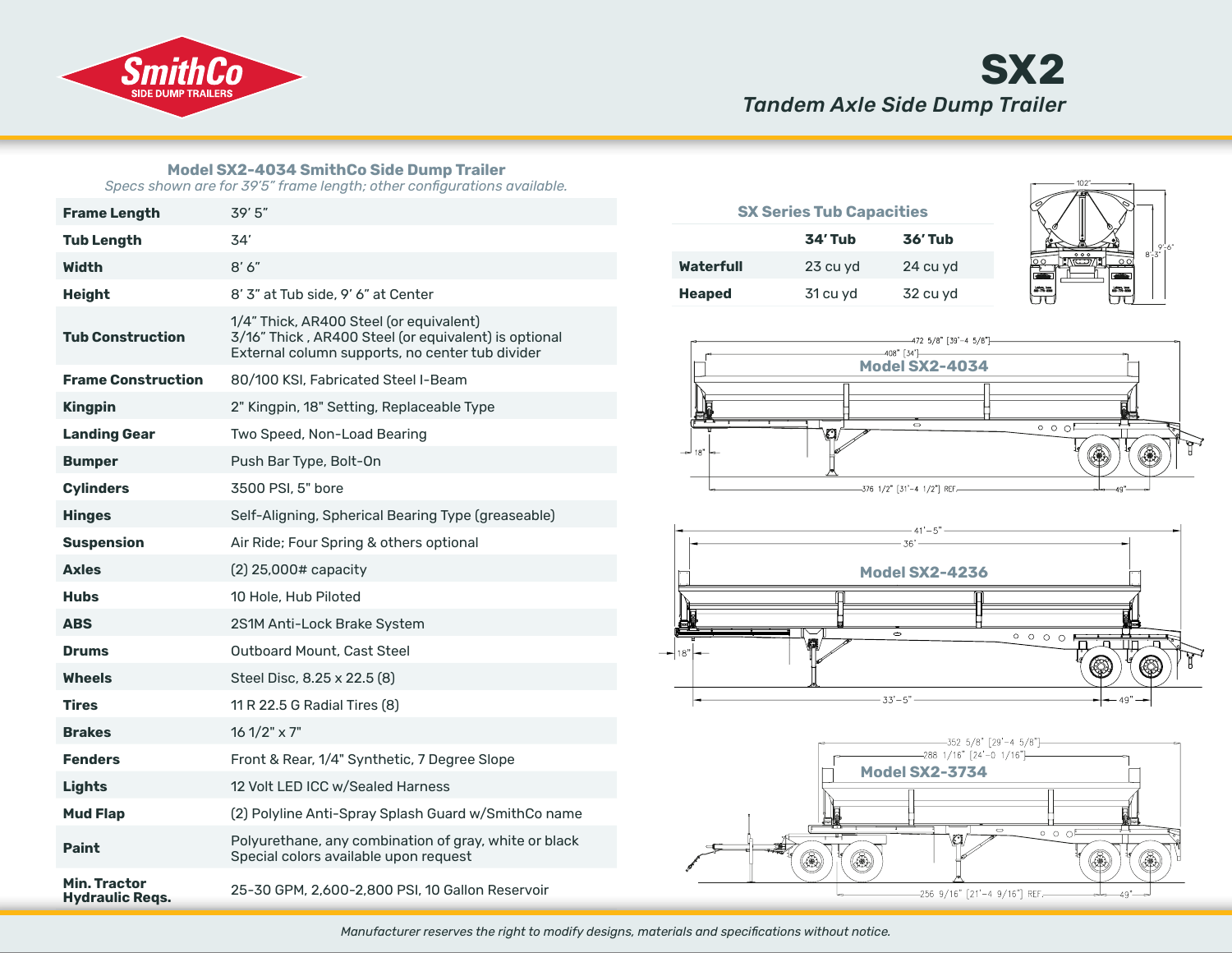# SX2

*Tandem Axle Side Dump Trailer*

## Model SX2-4034 SmithCo Side Dump Trailer

*Specs shown are for 39'5" frame length; other configurations available.*

| | |
|---|---|
| **Frame Length** | 39' 5" |
| **Tub Length** | 34' |
| **Width** | 8' 6" |
| **Height** | 8' 3" at Tub side, 9' 6" at Center |
| **Tub Construction** | 1/4" Thick, AR400 Steel (or equivalent)<br>3/16" Thick , AR400 Steel (or equivalent) is optional<br>External column supports, no center tub divider |
| **Frame Construction** | 80/100 KSI, Fabricated Steel I-Beam |
| **Kingpin** | 2" Kingpin, 18" Setting, Replaceable Type |
| **Landing Gear** | Two Speed, Non-Load Bearing |
| **Bumper** | Push Bar Type, Bolt-On |
| **Cylinders** | 3500 PSI, 5" bore |
| **Hinges** | Self-Aligning, Spherical Bearing Type (greaseable) |
| **Suspension** | Air Ride; Four Spring & others optional |
| **Axles** | (2) 25,000# capacity |
| **Hubs** | 10 Hole, Hub Piloted |
| **ABS** | 2S1M Anti-Lock Brake System |
| **Drums** | Outboard Mount, Cast Steel |
| **Wheels** | Steel Disc, 8.25 x 22.5 (8) |
| **Tires** | 11 R 22.5 G Radial Tires (8) |
| **Brakes** | 16 1/2" x 7" |
| **Fenders** | Front & Rear, 1/4" Synthetic, 7 Degree Slope |
| **Lights** | 12 Volt LED ICC w/Sealed Harness |
| **Mud Flap** | (2) Polyline Anti-Spray Splash Guard w/SmithCo name |
| **Paint** | Polyurethane, any combination of gray, white or black<br>Special colors available upon request |
| **Min. Tractor Hydraulic Reqs.** | 25-30 GPM, 2,600-2,800 PSI, 10 Gallon Reservoir |

### SX Series Tub Capacities

| | 34' Tub | 36' Tub |
|---|---|---|
| **Waterfull** | 23 cu yd | 24 cu yd |
| **Heaped** | 31 cu yd | 32 cu yd |

102"
8'-3"
9'-6"

**Model SX2-4034**

472 5/8" [39'-4 5/8"]
408" [34']
18"
376 1/2" [31'-4 1/2"] REF.
49"

**Model SX2-4236**

41'-5"
36'
18"
33'-5"
49"

**Model SX2-3734**

352 5/8" [29'-4 5/8"]
288 1/16" [24'-0 1/16"]
256 9/16" [21'-4 9/16"] REF.
49"

*Manufacturer reserves the right to modify designs, materials and specifications without notice.*